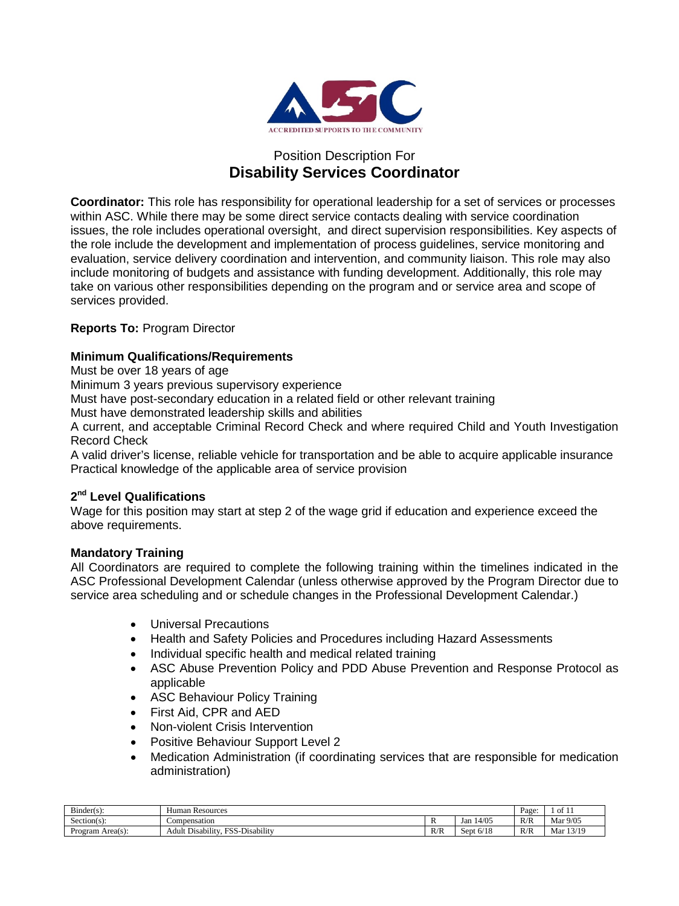ACCREDITED SUPPORTS TO THE COMMUNITY

# Position Description For
# Disability Services Coordinator

**Coordinator:** This role has responsibility for operational leadership for a set of services or processes within ASC. While there may be some direct service contacts dealing with service coordination issues, the role includes operational oversight, and direct supervision responsibilities. Key aspects of the role include the development and implementation of process guidelines, service monitoring and evaluation, service delivery coordination and intervention, and community liaison. This role may also include monitoring of budgets and assistance with funding development. Additionally, this role may take on various other responsibilities depending on the program and or service area and scope of services provided.

**Reports To:** Program Director

**Minimum Qualifications/Requirements**

Must be over 18 years of age
Minimum 3 years previous supervisory experience
Must have post-secondary education in a related field or other relevant training
Must have demonstrated leadership skills and abilities
A current, and acceptable Criminal Record Check and where required Child and Youth Investigation Record Check
A valid driver's license, reliable vehicle for transportation and be able to acquire applicable insurance
Practical knowledge of the applicable area of service provision

**2nd Level Qualifications**

Wage for this position may start at step 2 of the wage grid if education and experience exceed the above requirements.

**Mandatory Training**

All Coordinators are required to complete the following training within the timelines indicated in the ASC Professional Development Calendar (unless otherwise approved by the Program Director due to service area scheduling and or schedule changes in the Professional Development Calendar.)

- Universal Precautions
- Health and Safety Policies and Procedures including Hazard Assessments
- Individual specific health and medical related training
- ASC Abuse Prevention Policy and PDD Abuse Prevention and Response Protocol as applicable
- ASC Behaviour Policy Training
- First Aid, CPR and AED
- Non-violent Crisis Intervention
- Positive Behaviour Support Level 2
- Medication Administration (if coordinating services that are responsible for medication administration)

| Binder(s): | Human Resources | | | Page: | 1 of 11 |
|---|---|---|---|---|---|
| Section(s): | Compensation | R | Jan 14/05 | R/R | Mar 9/05 |
| Program Area(s): | Adult Disability, FSS-Disability | R/R | Sept 6/18 | R/R | Mar 13/19 |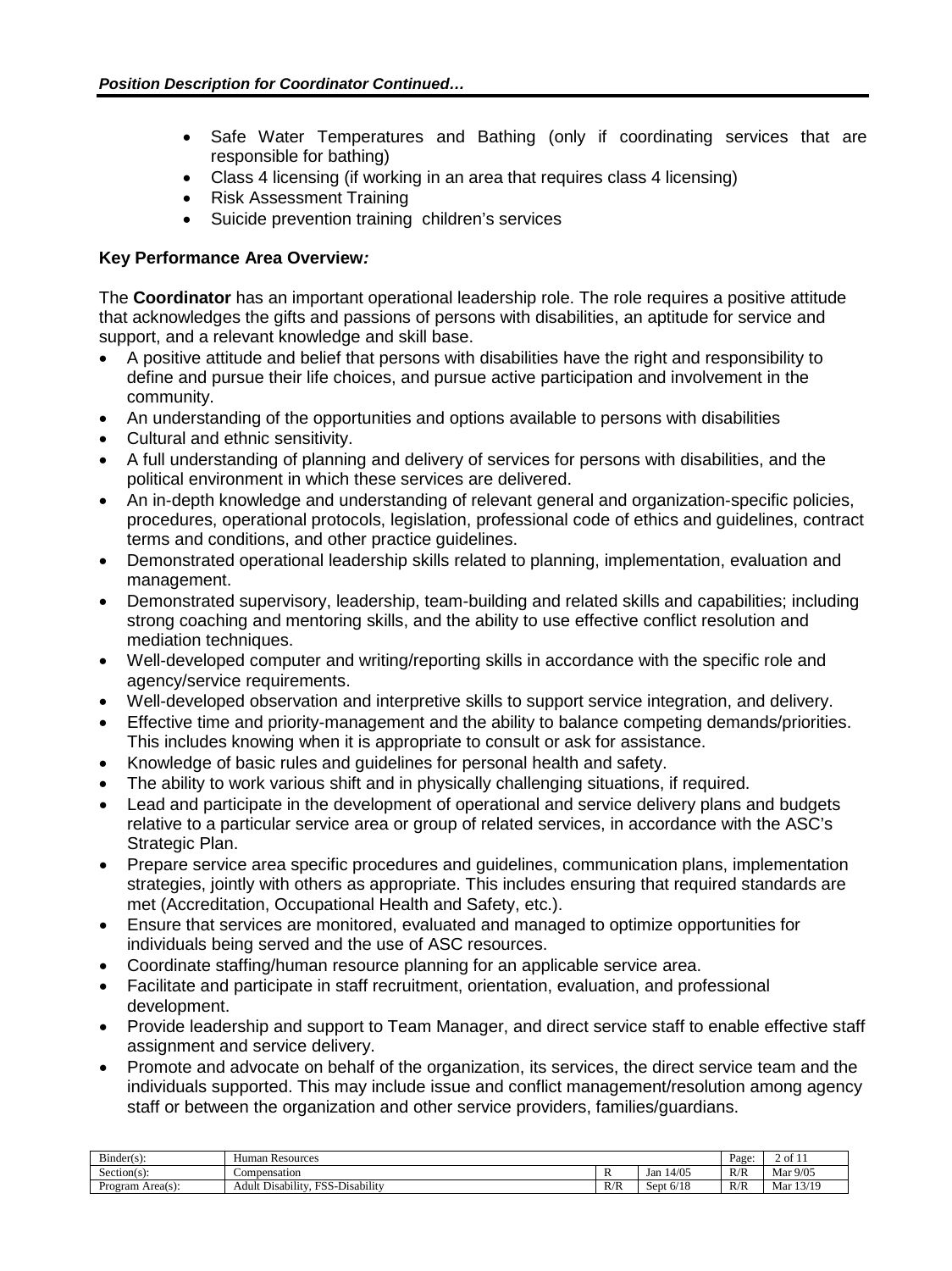- Safe Water Temperatures and Bathing (only if coordinating services that are responsible for bathing)
- Class 4 licensing (if working in an area that requires class 4 licensing)
- Risk Assessment Training
- Suicide prevention training  children's services

**Key Performance Area Overview*:***

The **Coordinator** has an important operational leadership role. The role requires a positive attitude that acknowledges the gifts and passions of persons with disabilities, an aptitude for service and support, and a relevant knowledge and skill base.

- A positive attitude and belief that persons with disabilities have the right and responsibility to define and pursue their life choices, and pursue active participation and involvement in the community.
- An understanding of the opportunities and options available to persons with disabilities
- Cultural and ethnic sensitivity.
- A full understanding of planning and delivery of services for persons with disabilities, and the political environment in which these services are delivered.
- An in-depth knowledge and understanding of relevant general and organization-specific policies, procedures, operational protocols, legislation, professional code of ethics and guidelines, contract terms and conditions, and other practice guidelines.
- Demonstrated operational leadership skills related to planning, implementation, evaluation and management.
- Demonstrated supervisory, leadership, team-building and related skills and capabilities; including strong coaching and mentoring skills, and the ability to use effective conflict resolution and mediation techniques.
- Well-developed computer and writing/reporting skills in accordance with the specific role and agency/service requirements.
- Well-developed observation and interpretive skills to support service integration, and delivery.
- Effective time and priority-management and the ability to balance competing demands/priorities. This includes knowing when it is appropriate to consult or ask for assistance.
- Knowledge of basic rules and guidelines for personal health and safety.
- The ability to work various shift and in physically challenging situations, if required.
- Lead and participate in the development of operational and service delivery plans and budgets relative to a particular service area or group of related services, in accordance with the ASC's Strategic Plan.
- Prepare service area specific procedures and guidelines, communication plans, implementation strategies, jointly with others as appropriate. This includes ensuring that required standards are met (Accreditation, Occupational Health and Safety, etc.).
- Ensure that services are monitored, evaluated and managed to optimize opportunities for individuals being served and the use of ASC resources.
- Coordinate staffing/human resource planning for an applicable service area.
- Facilitate and participate in staff recruitment, orientation, evaluation, and professional development.
- Provide leadership and support to Team Manager, and direct service staff to enable effective staff assignment and service delivery.
- Promote and advocate on behalf of the organization, its services, the direct service team and the individuals supported. This may include issue and conflict management/resolution among agency staff or between the organization and other service providers, families/guardians.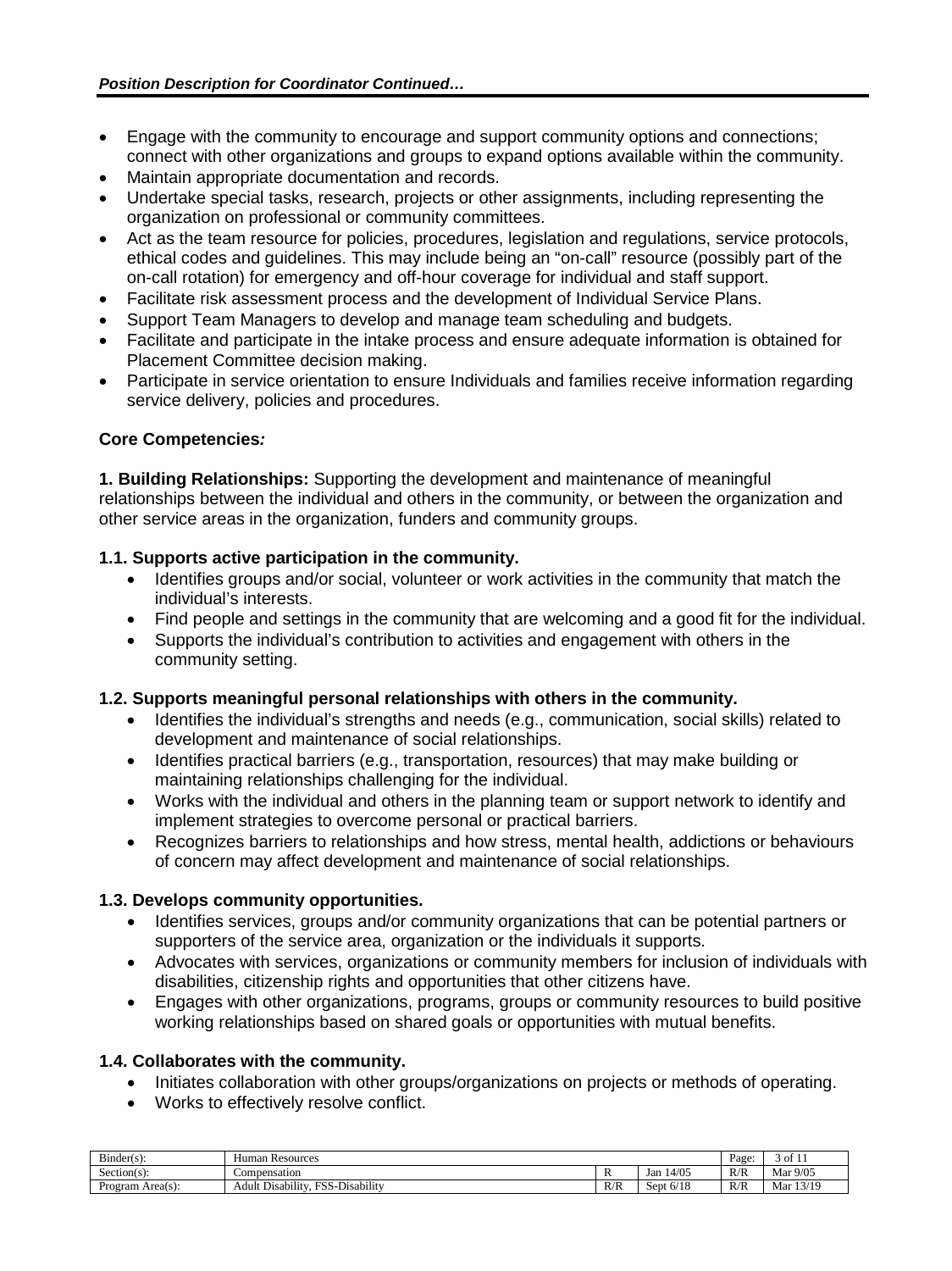- Engage with the community to encourage and support community options and connections; connect with other organizations and groups to expand options available within the community.
- Maintain appropriate documentation and records.
- Undertake special tasks, research, projects or other assignments, including representing the organization on professional or community committees.
- Act as the team resource for policies, procedures, legislation and regulations, service protocols, ethical codes and guidelines. This may include being an "on-call" resource (possibly part of the on-call rotation) for emergency and off-hour coverage for individual and staff support.
- Facilitate risk assessment process and the development of Individual Service Plans.
- Support Team Managers to develop and manage team scheduling and budgets.
- Facilitate and participate in the intake process and ensure adequate information is obtained for Placement Committee decision making.
- Participate in service orientation to ensure Individuals and families receive information regarding service delivery, policies and procedures.

**Core Competencies*:***

**1. Building Relationships:** Supporting the development and maintenance of meaningful relationships between the individual and others in the community, or between the organization and other service areas in the organization, funders and community groups.

**1.1. Supports active participation in the community.**

- Identifies groups and/or social, volunteer or work activities in the community that match the individual's interests.
- Find people and settings in the community that are welcoming and a good fit for the individual.
- Supports the individual's contribution to activities and engagement with others in the community setting.

**1.2. Supports meaningful personal relationships with others in the community.**

- Identifies the individual's strengths and needs (e.g., communication, social skills) related to development and maintenance of social relationships.
- Identifies practical barriers (e.g., transportation, resources) that may make building or maintaining relationships challenging for the individual.
- Works with the individual and others in the planning team or support network to identify and implement strategies to overcome personal or practical barriers.
- Recognizes barriers to relationships and how stress, mental health, addictions or behaviours of concern may affect development and maintenance of social relationships.

**1.3. Develops community opportunities.**

- Identifies services, groups and/or community organizations that can be potential partners or supporters of the service area, organization or the individuals it supports.
- Advocates with services, organizations or community members for inclusion of individuals with disabilities, citizenship rights and opportunities that other citizens have.
- Engages with other organizations, programs, groups or community resources to build positive working relationships based on shared goals or opportunities with mutual benefits.

**1.4. Collaborates with the community.**

- Initiates collaboration with other groups/organizations on projects or methods of operating.
- Works to effectively resolve conflict.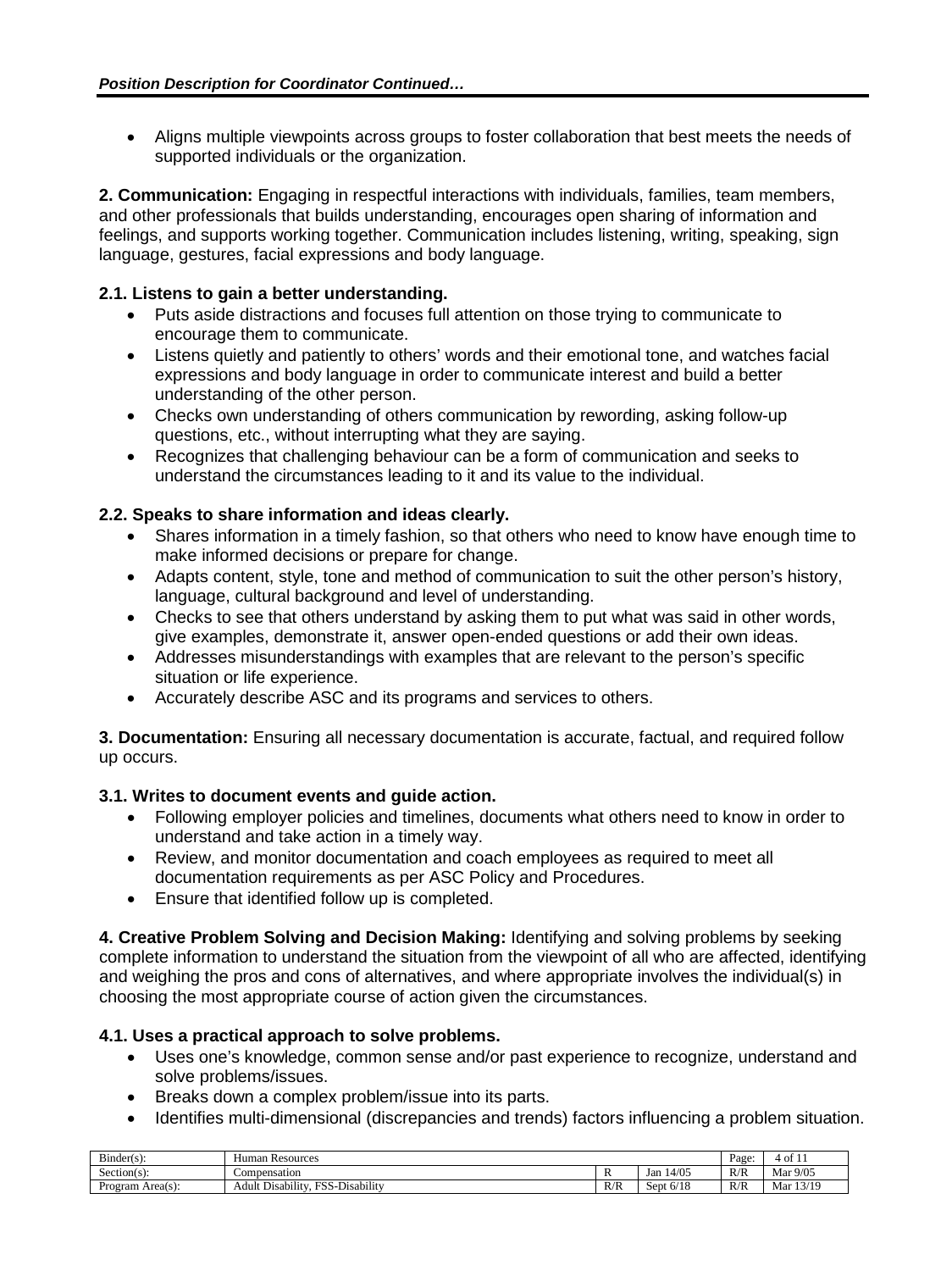- Aligns multiple viewpoints across groups to foster collaboration that best meets the needs of supported individuals or the organization.

**2. Communication:** Engaging in respectful interactions with individuals, families, team members, and other professionals that builds understanding, encourages open sharing of information and feelings, and supports working together. Communication includes listening, writing, speaking, sign language, gestures, facial expressions and body language.

**2.1. Listens to gain a better understanding.**

- Puts aside distractions and focuses full attention on those trying to communicate to encourage them to communicate.
- Listens quietly and patiently to others' words and their emotional tone, and watches facial expressions and body language in order to communicate interest and build a better understanding of the other person.
- Checks own understanding of others communication by rewording, asking follow-up questions, etc., without interrupting what they are saying.
- Recognizes that challenging behaviour can be a form of communication and seeks to understand the circumstances leading to it and its value to the individual.

**2.2. Speaks to share information and ideas clearly.**

- Shares information in a timely fashion, so that others who need to know have enough time to make informed decisions or prepare for change.
- Adapts content, style, tone and method of communication to suit the other person's history, language, cultural background and level of understanding.
- Checks to see that others understand by asking them to put what was said in other words, give examples, demonstrate it, answer open-ended questions or add their own ideas.
- Addresses misunderstandings with examples that are relevant to the person's specific situation or life experience.
- Accurately describe ASC and its programs and services to others.

**3. Documentation:** Ensuring all necessary documentation is accurate, factual, and required follow up occurs.

**3.1. Writes to document events and guide action.**

- Following employer policies and timelines, documents what others need to know in order to understand and take action in a timely way.
- Review, and monitor documentation and coach employees as required to meet all documentation requirements as per ASC Policy and Procedures.
- Ensure that identified follow up is completed.

**4. Creative Problem Solving and Decision Making:** Identifying and solving problems by seeking complete information to understand the situation from the viewpoint of all who are affected, identifying and weighing the pros and cons of alternatives, and where appropriate involves the individual(s) in choosing the most appropriate course of action given the circumstances.

**4.1. Uses a practical approach to solve problems.**

- Uses one's knowledge, common sense and/or past experience to recognize, understand and solve problems/issues.
- Breaks down a complex problem/issue into its parts.
- Identifies multi-dimensional (discrepancies and trends) factors influencing a problem situation.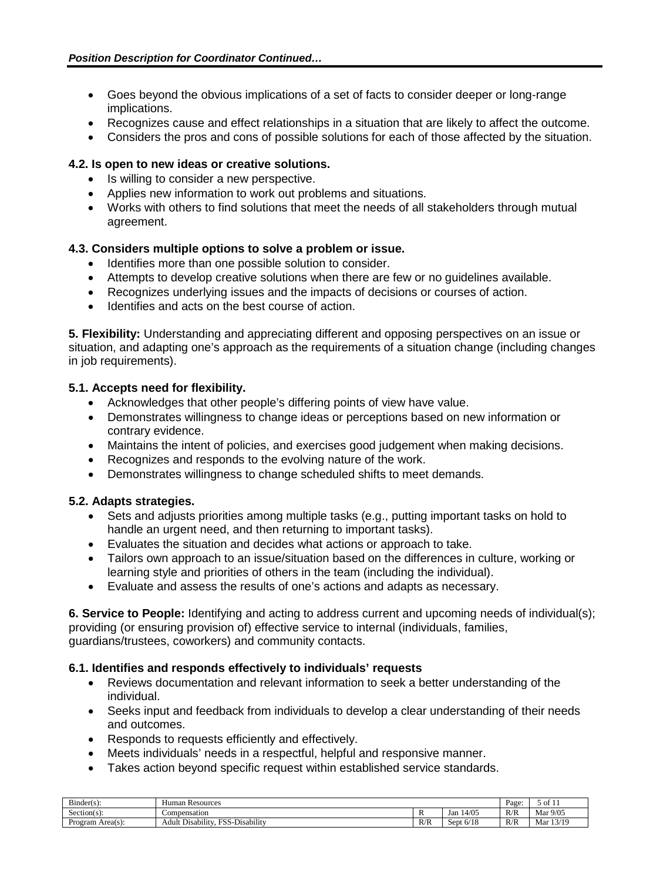- Goes beyond the obvious implications of a set of facts to consider deeper or long-range implications.
- Recognizes cause and effect relationships in a situation that are likely to affect the outcome.
- Considers the pros and cons of possible solutions for each of those affected by the situation.

**4.2. Is open to new ideas or creative solutions.**

- Is willing to consider a new perspective.
- Applies new information to work out problems and situations.
- Works with others to find solutions that meet the needs of all stakeholders through mutual agreement.

**4.3. Considers multiple options to solve a problem or issue.**

- Identifies more than one possible solution to consider.
- Attempts to develop creative solutions when there are few or no guidelines available.
- Recognizes underlying issues and the impacts of decisions or courses of action.
- Identifies and acts on the best course of action.

**5. Flexibility:** Understanding and appreciating different and opposing perspectives on an issue or situation, and adapting one's approach as the requirements of a situation change (including changes in job requirements).

**5.1. Accepts need for flexibility.**

- Acknowledges that other people's differing points of view have value.
- Demonstrates willingness to change ideas or perceptions based on new information or contrary evidence.
- Maintains the intent of policies, and exercises good judgement when making decisions.
- Recognizes and responds to the evolving nature of the work.
- Demonstrates willingness to change scheduled shifts to meet demands.

**5.2. Adapts strategies.**

- Sets and adjusts priorities among multiple tasks (e.g., putting important tasks on hold to handle an urgent need, and then returning to important tasks).
- Evaluates the situation and decides what actions or approach to take.
- Tailors own approach to an issue/situation based on the differences in culture, working or learning style and priorities of others in the team (including the individual).
- Evaluate and assess the results of one's actions and adapts as necessary.

**6. Service to People:** Identifying and acting to address current and upcoming needs of individual(s); providing (or ensuring provision of) effective service to internal (individuals, families, guardians/trustees, coworkers) and community contacts.

**6.1. Identifies and responds effectively to individuals' requests**

- Reviews documentation and relevant information to seek a better understanding of the individual.
- Seeks input and feedback from individuals to develop a clear understanding of their needs and outcomes.
- Responds to requests efficiently and effectively.
- Meets individuals' needs in a respectful, helpful and responsive manner.
- Takes action beyond specific request within established service standards.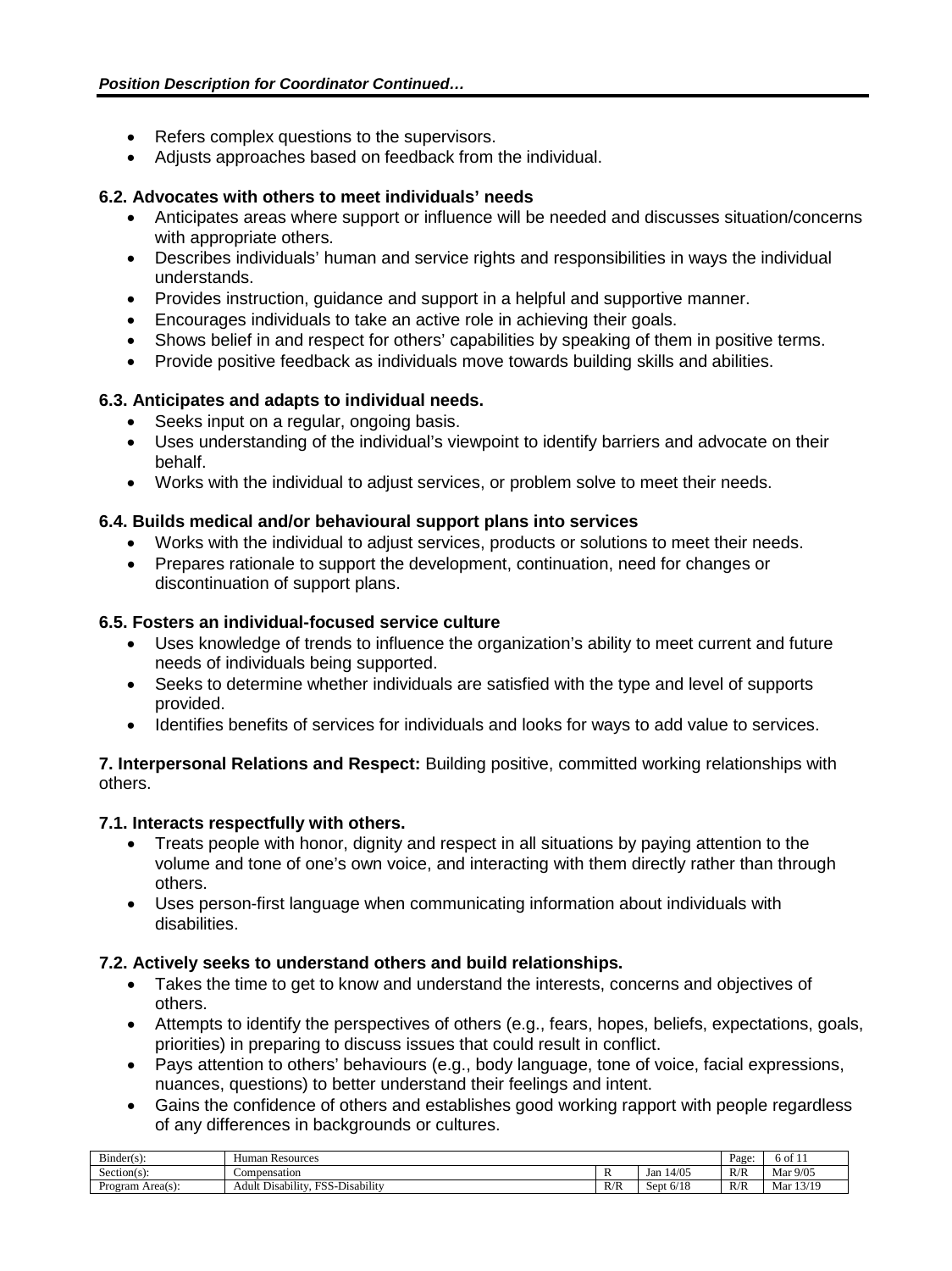- Refers complex questions to the supervisors.
- Adjusts approaches based on feedback from the individual.

**6.2. Advocates with others to meet individuals' needs**

- Anticipates areas where support or influence will be needed and discusses situation/concerns with appropriate others.
- Describes individuals' human and service rights and responsibilities in ways the individual understands.
- Provides instruction, guidance and support in a helpful and supportive manner.
- Encourages individuals to take an active role in achieving their goals.
- Shows belief in and respect for others' capabilities by speaking of them in positive terms.
- Provide positive feedback as individuals move towards building skills and abilities.

**6.3. Anticipates and adapts to individual needs.**

- Seeks input on a regular, ongoing basis.
- Uses understanding of the individual's viewpoint to identify barriers and advocate on their behalf.
- Works with the individual to adjust services, or problem solve to meet their needs.

**6.4. Builds medical and/or behavioural support plans into services**

- Works with the individual to adjust services, products or solutions to meet their needs.
- Prepares rationale to support the development, continuation, need for changes or discontinuation of support plans.

**6.5. Fosters an individual-focused service culture**

- Uses knowledge of trends to influence the organization's ability to meet current and future needs of individuals being supported.
- Seeks to determine whether individuals are satisfied with the type and level of supports provided.
- Identifies benefits of services for individuals and looks for ways to add value to services.

**7. Interpersonal Relations and Respect:** Building positive, committed working relationships with others.

**7.1. Interacts respectfully with others.**

- Treats people with honor, dignity and respect in all situations by paying attention to the volume and tone of one's own voice, and interacting with them directly rather than through others.
- Uses person-first language when communicating information about individuals with disabilities.

**7.2. Actively seeks to understand others and build relationships.**

- Takes the time to get to know and understand the interests, concerns and objectives of others.
- Attempts to identify the perspectives of others (e.g., fears, hopes, beliefs, expectations, goals, priorities) in preparing to discuss issues that could result in conflict.
- Pays attention to others' behaviours (e.g., body language, tone of voice, facial expressions, nuances, questions) to better understand their feelings and intent.
- Gains the confidence of others and establishes good working rapport with people regardless of any differences in backgrounds or cultures.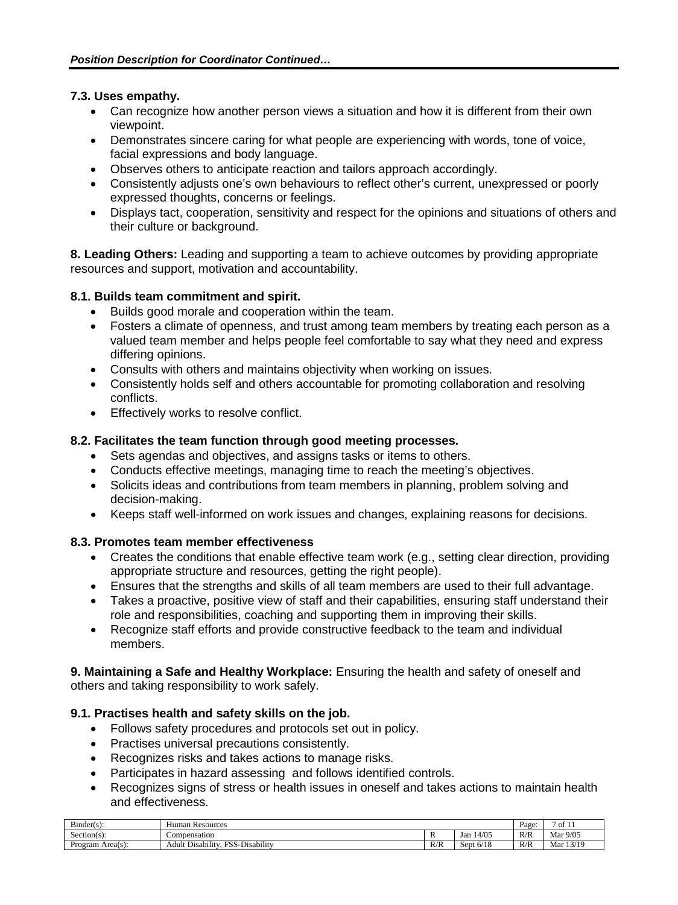**7.3. Uses empathy.**

- Can recognize how another person views a situation and how it is different from their own viewpoint.
- Demonstrates sincere caring for what people are experiencing with words, tone of voice, facial expressions and body language.
- Observes others to anticipate reaction and tailors approach accordingly.
- Consistently adjusts one's own behaviours to reflect other's current, unexpressed or poorly expressed thoughts, concerns or feelings.
- Displays tact, cooperation, sensitivity and respect for the opinions and situations of others and their culture or background.

**8. Leading Others:** Leading and supporting a team to achieve outcomes by providing appropriate resources and support, motivation and accountability.

**8.1. Builds team commitment and spirit.**

- Builds good morale and cooperation within the team.
- Fosters a climate of openness, and trust among team members by treating each person as a valued team member and helps people feel comfortable to say what they need and express differing opinions.
- Consults with others and maintains objectivity when working on issues.
- Consistently holds self and others accountable for promoting collaboration and resolving conflicts.
- Effectively works to resolve conflict.

**8.2. Facilitates the team function through good meeting processes.**

- Sets agendas and objectives, and assigns tasks or items to others.
- Conducts effective meetings, managing time to reach the meeting's objectives.
- Solicits ideas and contributions from team members in planning, problem solving and decision-making.
- Keeps staff well-informed on work issues and changes, explaining reasons for decisions.

**8.3. Promotes team member effectiveness**

- Creates the conditions that enable effective team work (e.g., setting clear direction, providing appropriate structure and resources, getting the right people).
- Ensures that the strengths and skills of all team members are used to their full advantage.
- Takes a proactive, positive view of staff and their capabilities, ensuring staff understand their role and responsibilities, coaching and supporting them in improving their skills.
- Recognize staff efforts and provide constructive feedback to the team and individual members.

**9. Maintaining a Safe and Healthy Workplace:** Ensuring the health and safety of oneself and others and taking responsibility to work safely.

**9.1. Practises health and safety skills on the job.**

- Follows safety procedures and protocols set out in policy.
- Practises universal precautions consistently.
- Recognizes risks and takes actions to manage risks.
- Participates in hazard assessing and follows identified controls.
- Recognizes signs of stress or health issues in oneself and takes actions to maintain health and effectiveness.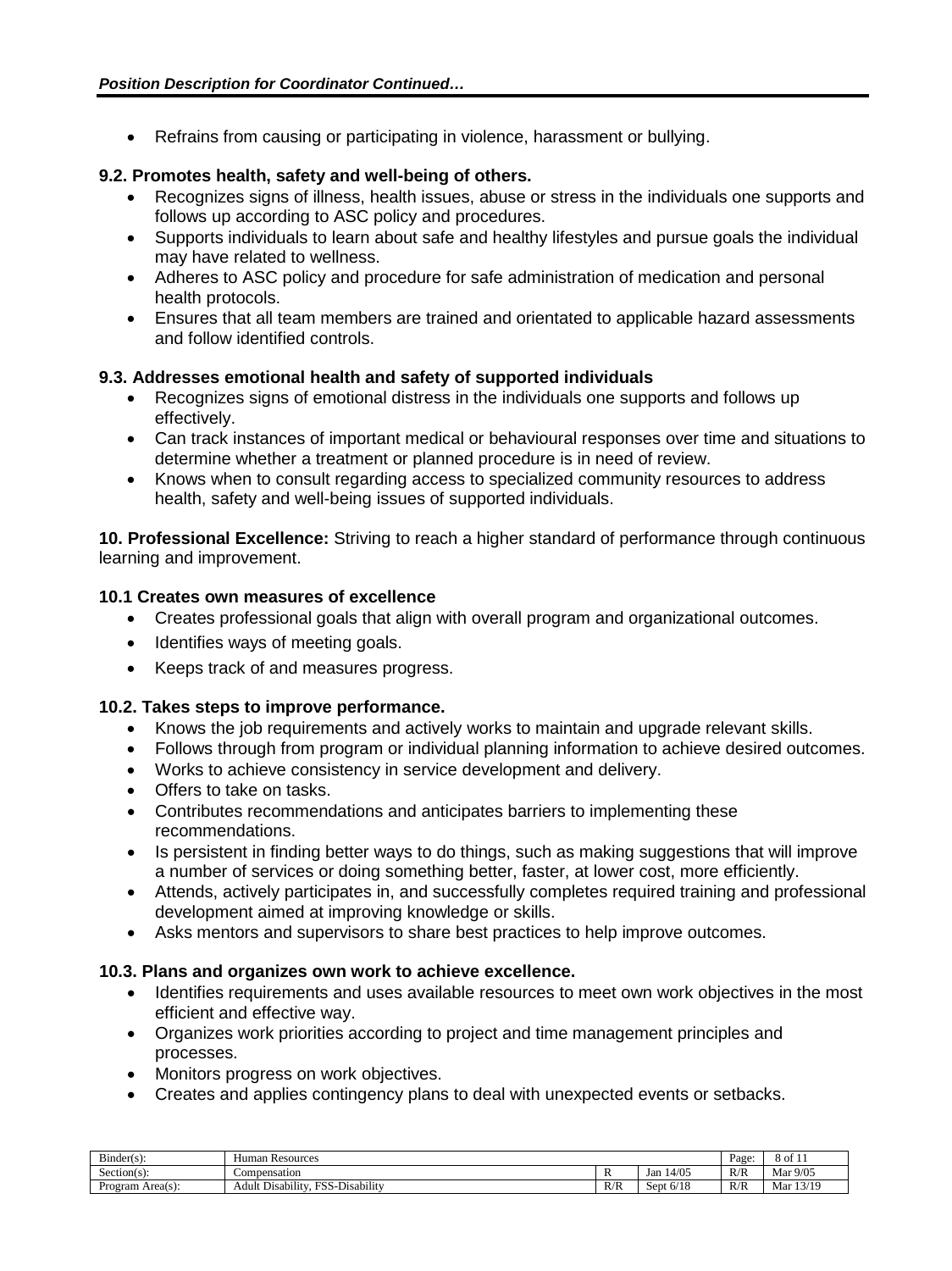- Refrains from causing or participating in violence, harassment or bullying.

**9.2. Promotes health, safety and well-being of others.**

- Recognizes signs of illness, health issues, abuse or stress in the individuals one supports and follows up according to ASC policy and procedures.
- Supports individuals to learn about safe and healthy lifestyles and pursue goals the individual may have related to wellness.
- Adheres to ASC policy and procedure for safe administration of medication and personal health protocols.
- Ensures that all team members are trained and orientated to applicable hazard assessments and follow identified controls.

**9.3. Addresses emotional health and safety of supported individuals**

- Recognizes signs of emotional distress in the individuals one supports and follows up effectively.
- Can track instances of important medical or behavioural responses over time and situations to determine whether a treatment or planned procedure is in need of review.
- Knows when to consult regarding access to specialized community resources to address health, safety and well-being issues of supported individuals.

**10. Professional Excellence:** Striving to reach a higher standard of performance through continuous learning and improvement.

**10.1 Creates own measures of excellence**

- Creates professional goals that align with overall program and organizational outcomes.
- Identifies ways of meeting goals.
- Keeps track of and measures progress.

**10.2. Takes steps to improve performance.**

- Knows the job requirements and actively works to maintain and upgrade relevant skills.
- Follows through from program or individual planning information to achieve desired outcomes.
- Works to achieve consistency in service development and delivery.
- Offers to take on tasks.
- Contributes recommendations and anticipates barriers to implementing these recommendations.
- Is persistent in finding better ways to do things, such as making suggestions that will improve a number of services or doing something better, faster, at lower cost, more efficiently.
- Attends, actively participates in, and successfully completes required training and professional development aimed at improving knowledge or skills.
- Asks mentors and supervisors to share best practices to help improve outcomes.

**10.3. Plans and organizes own work to achieve excellence.**

- Identifies requirements and uses available resources to meet own work objectives in the most efficient and effective way.
- Organizes work priorities according to project and time management principles and processes.
- Monitors progress on work objectives.
- Creates and applies contingency plans to deal with unexpected events or setbacks.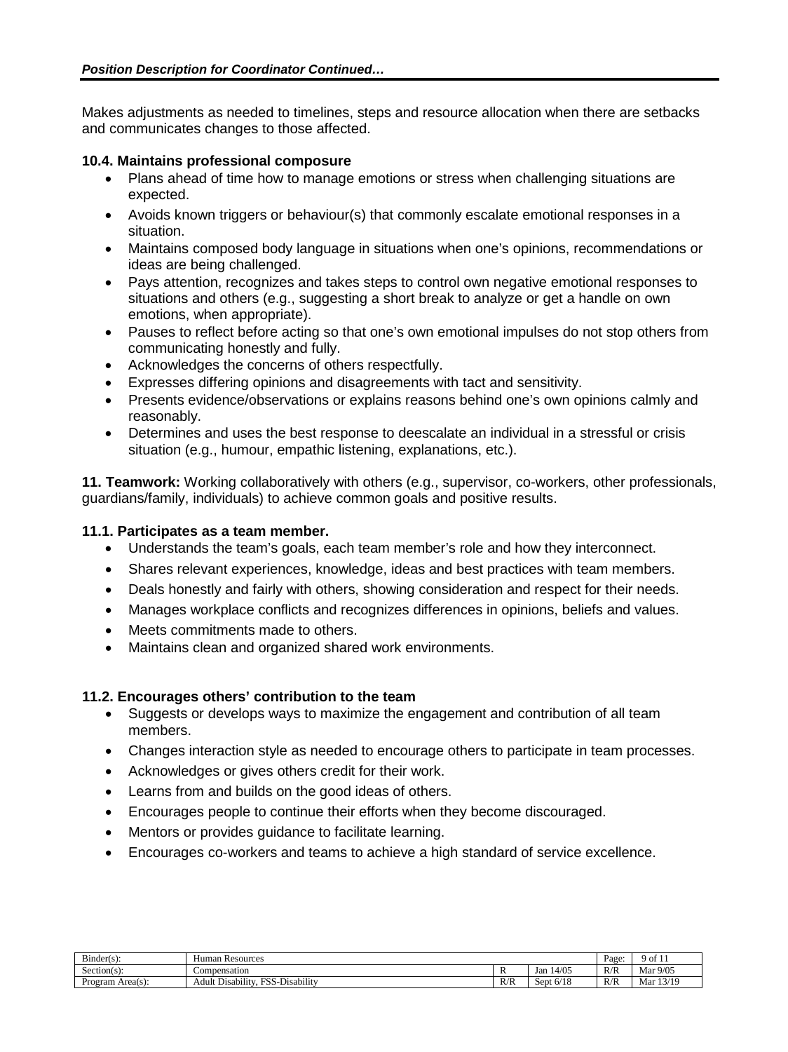Makes adjustments as needed to timelines, steps and resource allocation when there are setbacks and communicates changes to those affected.

**10.4. Maintains professional composure**

- Plans ahead of time how to manage emotions or stress when challenging situations are expected.
- Avoids known triggers or behaviour(s) that commonly escalate emotional responses in a situation.
- Maintains composed body language in situations when one's opinions, recommendations or ideas are being challenged.
- Pays attention, recognizes and takes steps to control own negative emotional responses to situations and others (e.g., suggesting a short break to analyze or get a handle on own emotions, when appropriate).
- Pauses to reflect before acting so that one's own emotional impulses do not stop others from communicating honestly and fully.
- Acknowledges the concerns of others respectfully.
- Expresses differing opinions and disagreements with tact and sensitivity.
- Presents evidence/observations or explains reasons behind one's own opinions calmly and reasonably.
- Determines and uses the best response to deescalate an individual in a stressful or crisis situation (e.g., humour, empathic listening, explanations, etc.).

**11. Teamwork:** Working collaboratively with others (e.g., supervisor, co-workers, other professionals, guardians/family, individuals) to achieve common goals and positive results.

**11.1. Participates as a team member.**

- Understands the team's goals, each team member's role and how they interconnect.
- Shares relevant experiences, knowledge, ideas and best practices with team members.
- Deals honestly and fairly with others, showing consideration and respect for their needs.
- Manages workplace conflicts and recognizes differences in opinions, beliefs and values.
- Meets commitments made to others.
- Maintains clean and organized shared work environments.

**11.2. Encourages others' contribution to the team**

- Suggests or develops ways to maximize the engagement and contribution of all team members.
- Changes interaction style as needed to encourage others to participate in team processes.
- Acknowledges or gives others credit for their work.
- Learns from and builds on the good ideas of others.
- Encourages people to continue their efforts when they become discouraged.
- Mentors or provides guidance to facilitate learning.
- Encourages co-workers and teams to achieve a high standard of service excellence.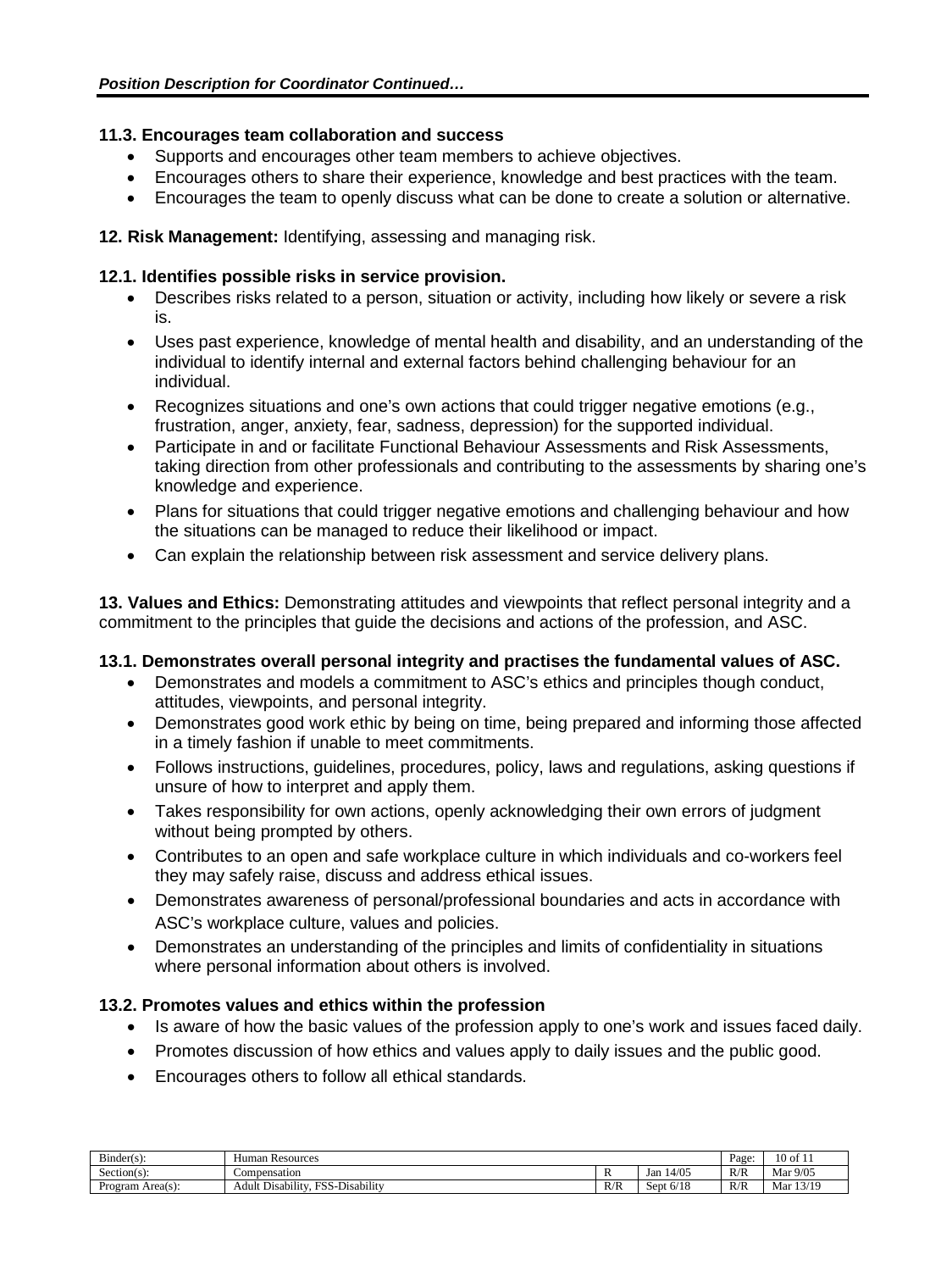### 11.3. Encourages team collaboration and success

- Supports and encourages other team members to achieve objectives.
- Encourages others to share their experience, knowledge and best practices with the team.
- Encourages the team to openly discuss what can be done to create a solution or alternative.

**12. Risk Management:** Identifying, assessing and managing risk.

### 12.1. Identifies possible risks in service provision.

- Describes risks related to a person, situation or activity, including how likely or severe a risk is.
- Uses past experience, knowledge of mental health and disability, and an understanding of the individual to identify internal and external factors behind challenging behaviour for an individual.
- Recognizes situations and one's own actions that could trigger negative emotions (e.g., frustration, anger, anxiety, fear, sadness, depression) for the supported individual.
- Participate in and or facilitate Functional Behaviour Assessments and Risk Assessments, taking direction from other professionals and contributing to the assessments by sharing one's knowledge and experience.
- Plans for situations that could trigger negative emotions and challenging behaviour and how the situations can be managed to reduce their likelihood or impact.
- Can explain the relationship between risk assessment and service delivery plans.

**13. Values and Ethics:** Demonstrating attitudes and viewpoints that reflect personal integrity and a commitment to the principles that guide the decisions and actions of the profession, and ASC.

### 13.1. Demonstrates overall personal integrity and practises the fundamental values of ASC.

- Demonstrates and models a commitment to ASC's ethics and principles though conduct, attitudes, viewpoints, and personal integrity.
- Demonstrates good work ethic by being on time, being prepared and informing those affected in a timely fashion if unable to meet commitments.
- Follows instructions, guidelines, procedures, policy, laws and regulations, asking questions if unsure of how to interpret and apply them.
- Takes responsibility for own actions, openly acknowledging their own errors of judgment without being prompted by others.
- Contributes to an open and safe workplace culture in which individuals and co-workers feel they may safely raise, discuss and address ethical issues.
- Demonstrates awareness of personal/professional boundaries and acts in accordance with ASC's workplace culture, values and policies.
- Demonstrates an understanding of the principles and limits of confidentiality in situations where personal information about others is involved.

### 13.2. Promotes values and ethics within the profession

- Is aware of how the basic values of the profession apply to one's work and issues faced daily.
- Promotes discussion of how ethics and values apply to daily issues and the public good.
- Encourages others to follow all ethical standards.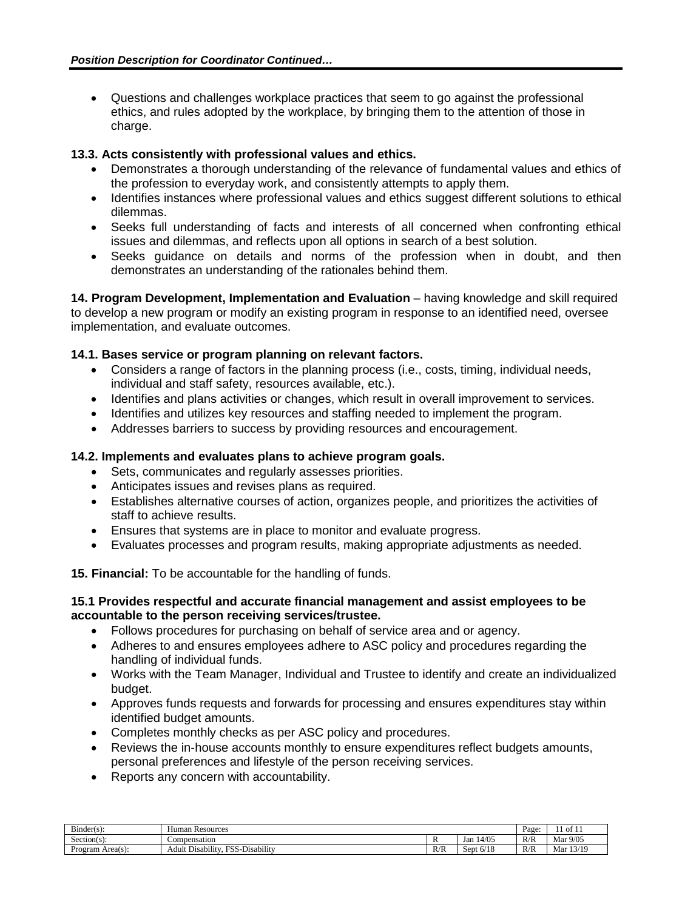- Questions and challenges workplace practices that seem to go against the professional ethics, and rules adopted by the workplace, by bringing them to the attention of those in charge.

**13.3. Acts consistently with professional values and ethics.**

- Demonstrates a thorough understanding of the relevance of fundamental values and ethics of the profession to everyday work, and consistently attempts to apply them.
- Identifies instances where professional values and ethics suggest different solutions to ethical dilemmas.
- Seeks full understanding of facts and interests of all concerned when confronting ethical issues and dilemmas, and reflects upon all options in search of a best solution.
- Seeks guidance on details and norms of the profession when in doubt, and then demonstrates an understanding of the rationales behind them.

**14. Program Development, Implementation and Evaluation** – having knowledge and skill required to develop a new program or modify an existing program in response to an identified need, oversee implementation, and evaluate outcomes.

**14.1. Bases service or program planning on relevant factors.**

- Considers a range of factors in the planning process (i.e., costs, timing, individual needs, individual and staff safety, resources available, etc.).
- Identifies and plans activities or changes, which result in overall improvement to services.
- Identifies and utilizes key resources and staffing needed to implement the program.
- Addresses barriers to success by providing resources and encouragement.

**14.2. Implements and evaluates plans to achieve program goals.**

- Sets, communicates and regularly assesses priorities.
- Anticipates issues and revises plans as required.
- Establishes alternative courses of action, organizes people, and prioritizes the activities of staff to achieve results.
- Ensures that systems are in place to monitor and evaluate progress.
- Evaluates processes and program results, making appropriate adjustments as needed.

**15. Financial:** To be accountable for the handling of funds.

**15.1 Provides respectful and accurate financial management and assist employees to be accountable to the person receiving services/trustee.**

- Follows procedures for purchasing on behalf of service area and or agency.
- Adheres to and ensures employees adhere to ASC policy and procedures regarding the handling of individual funds.
- Works with the Team Manager, Individual and Trustee to identify and create an individualized budget.
- Approves funds requests and forwards for processing and ensures expenditures stay within identified budget amounts.
- Completes monthly checks as per ASC policy and procedures.
- Reviews the in-house accounts monthly to ensure expenditures reflect budgets amounts, personal preferences and lifestyle of the person receiving services.
- Reports any concern with accountability.